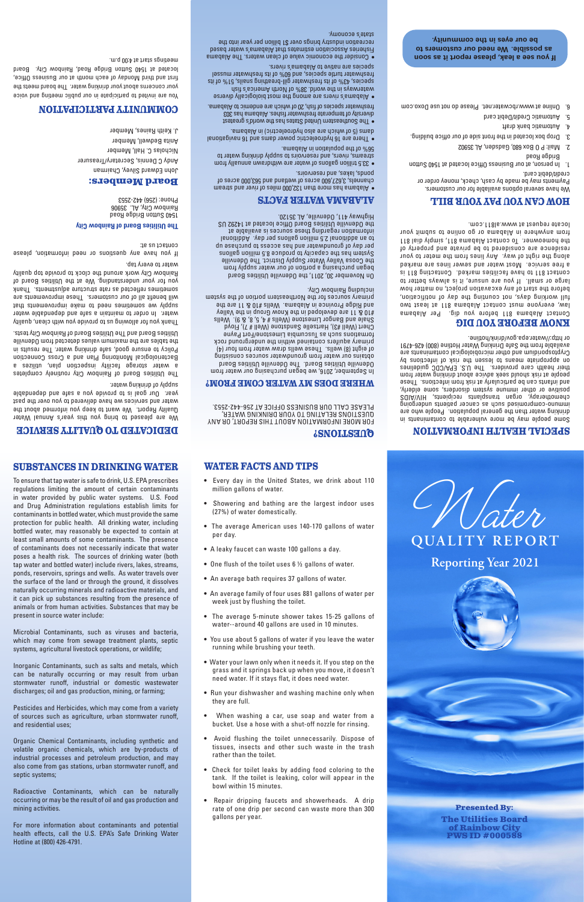## SPECIAL HEALTH INFORMATION

Some people may be more vulnerable to contaminants in drinking water than the general population. People who are immuno-compromised such as cancer patients undergoing chemotherapy, organ transplants recipients, HIV/AIDS positive or other immune system disorders, some elderly, and infants can be particularly at risk from infections. These people at risk should seek advice about drinking water from their health care providers. The U.S. EPA/CDC guidelines on appropriate means to lessen the risk of infections by Cryptosporidium and other microbiological contaminants are available from the Safe Drinking Water Hotline (800) 426-4791 or http://water.epa.gov/drink/hotline.

## KNOW BEFORE YOU DIG

Contact Alabama 811 before you dig. Per Alabama law, everyone must contact Alabama 811 at least two full working days, not counting the day of notification, before the start of any excavation project, no matter how large or small. If you are unsure, it is always better to contact 811 to have facilities marked. Contacting 811 is a free service. Most water and sewer lines are marked along the right of way. Any lines from the meter to your residence are considered to be private and property of the homeowner. To contact Alabama 811, simply dial 811 from anywhere in Alabama or go online to submit your locate request at www.al811.com.

## HOW CAN YOU PAY YOUR BILL

We have several options available for our customers.

Payments may be made by cash, check, money order or credit/debit card.

1. In person, at our Business Office located at 1540 Sutton Bridge Road
2. Mail: P O Box 680, Gadsden, AL 35902
3. Drop box located in the front side of our office building.
4. Automatic bank draft
5. Automatic Credit/Debit card
6. Online at www.rcbwater.net. Please do not use Doxo.com

**If you see a leak, please report it as soon as possible. We need our customers to be our eyes in the community.**

## QUESTIONS?

FOR MORE INFORMATION ABOUT THIS REPORT, OR ANY QUESTIONS RELATING TO YOUR DRINKING WATER, PLEASE CALL OUR BUSINESS OFFICE AT 256-442-2553.

## WHERE DOES MY WATER COME FROM?

In September, 2016, we began purchasing our water from Odenville Utilities Board. The Odenville Utilities Board obtains our water from groundwater sources consisting of eight (8) wells. These wells draw water from four (4) primary aquifers contained within the underground rock formations such as Tuscumbia Limestone/Fort Payne Chert (Well #3), Hartselle Sandstone (Well # 7), Floyd Shale and Bangor Limestone (Wells # 4, 5, 8, & 9). Wells #10 & 11 are developed in the Knox Group in the Valley and Ridge Province in Alabama. Wells #10 & 11 are the primary sources for the Northeastern portion of the system including Rainbow City.

On November 30, 2011, the Odenville Utilities Board began purchasing a portion of our water supply from the Coosa Valley Water Supply District. The Odenville System has the capacity to produce 6.8 million gallons per day of groundwater and has access to purchase up to an additional 2.5 million gallons per day. Additional information regarding these sources is available at the Odenville Utilities Board Office located at 14292 US Highway 411, Odenville, AL 35120.

## ALABAMA WATER FACTS

- Alabama has more than 132,000 miles of river and stream channels, 3,627,600 acres of wetland and 563,000 acres of ponds, lakes, and reservoirs.
- 33.5 trillion gallons of water are withdrawn annually from streams, rivers, and reservoirs to supply drinking water to 56% of the population in Alabama.
- There are 16 hydroelectric power dams and 16 navigational dams (5 of which are also hydroelectric) in Alabama.
- The Southeastern United States has the world's greatest diversity of temperate freshwater fishes. Alabama has 303 freshwater species of fish, 20 of which are endemic to Alabama.
- Alabama's rivers are among the most biologically diverse waterways in the world. 38% of North America's fish species, 43% of its freshwater gill-breathing snails, 51% of its freshwater turtle species, and 60% of its freshwater mussel species are native to Alabama's rivers.
- Consider the economic value of clean waters. The Alabama Fisheries Association estimates that Alabama's water based recreation industry brings over $1 billion per year into the state's economy.

## DEDICATED TO QUALITY SERVICE

We are pleased to bring you this year's Annual Water Quality Report. We want to keep you informed about the water and services we have delivered to you over the past year. Our goal is to provide you a safe and dependable supply of drinking water.

The Utilities Board of Rainbow City routinely completes a water storage facility inspection plan, utilizes a Bacteriological Monitoring Plan and a Cross Connection Policy to ensure good, safe drinking water. The results in the tables are the maximum values detected from Odenville Utilities Board and The Utilities Board of Rainbow City tests.

Thank you for allowing us to provide you with clean, quality water. In order to maintain a safe and dependable water supply we sometimes need to make improvements that will benefit all of our customers. These improvements are sometimes reflected as rate structure adjustments. Thank you for your understanding. We at the Utilities Board of Rainbow City work around the clock to provide top quality water to every tap.

If you have any questions or need information, please contact us at:

**The Utilities Board of Rainbow City**
1540 Sutton Bridge Road
Rainbow City, AL 35906
Phone: (256) 442-2553

## Board Members:

John Edward Slivey, Chairman
Andy C Dennis, Secretary/Treasurer
Nicholas C. Hall, Member
Anita Bedwell, Member
J. Keith Raines, Member

## COMMUNITY PARTICIPATION

You are invited to participate in our public meeting and voice your concerns about your drinking water. The board meets the first and third Monday of each month at our Business Office, located at 1540 Sutton Bridge Road, Rainbow City. Board meetings start at 4:00 p.m.

## SUBSTANCES IN DRINKING WATER

To ensure that tap water is safe to drink, U.S. EPA prescribes regulations limiting the amount of certain contaminants in water provided by public water systems. U.S. Food and Drug Administration regulations establish limits for contaminants in bottled water, which must provide the same protection for public health. All drinking water, including bottled water, may reasonably be expected to contain at least small amounts of some contaminants. The presence of contaminants does not necessarily indicate that water poses a health risk. The sources of drinking water (both tap water and bottled water) include rivers, lakes, streams, ponds, reservoirs, springs and wells. As water travels over the surface of the land or through the ground, it dissolves naturally occurring minerals and radioactive materials, and it can pick up substances resulting from the presence of animals or from human activities. Substances that may be present in source water include:

Microbial Contaminants, such as viruses and bacteria, which may come from sewage treatment plants, septic systems, agricultural livestock operations, or wildlife;

Inorganic Contaminants, such as salts and metals, which can be naturally occurring or may result from urban stormwater runoff, industrial or domestic wastewater discharges; oil and gas production, mining, or farming;

Pesticides and Herbicides, which may come from a variety of sources such as agriculture, urban stormwater runoff, and residential uses;

Organic Chemical Contaminants, including synthetic and volatile organic chemicals, which are by-products of industrial processes and petroleum production, and may also come from gas stations, urban stormwater runoff, and septic systems;

Radioactive Contaminants, which can be naturally occurring or may be the result of oil and gas production and mining activities.

For more information about contaminants and potential health effects, call the U.S. EPA's Safe Drinking Water Hotline at (800) 426-4791.

## WATER FACTS AND TIPS

- Every day in the United States, we drink about 110 million gallons of water.
- Showering and bathing are the largest indoor uses (27%) of water domestically.
- The average American uses 140-170 gallons of water per day.
- A leaky faucet can waste 100 gallons a day.
- One flush of the toilet uses 6 ½ gallons of water.
- An average bath requires 37 gallons of water.
- An average family of four uses 881 gallons of water per week just by flushing the toilet.
- The average 5-minute shower takes 15-25 gallons of water--around 40 gallons are used in 10 minutes.
- You use about 5 gallons of water if you leave the water running while brushing your teeth.
- Water your lawn only when it needs it. If you step on the grass and it springs back up when you move, it doesn't need water. If it stays flat, it does need water.
- Run your dishwasher and washing machine only when they are full.
- When washing a car, use soap and water from a bucket. Use a hose with a shut-off nozzle for rinsing.
- Avoid flushing the toilet unnecessarily. Dispose of tissues, insects and other such waste in the trash rather than the toilet.
- Check for toilet leaks by adding food coloring to the tank. If the toilet is leaking, color will appear in the bowl within 15 minutes.
- Repair dripping faucets and showerheads. A drip rate of one drip per second can waste more than 300 gallons per year.

# Water QUALITY REPORT

## Reporting Year 2021

**Presented By:**
**The Utilities Board of Rainbow City**
**PWS ID #000588**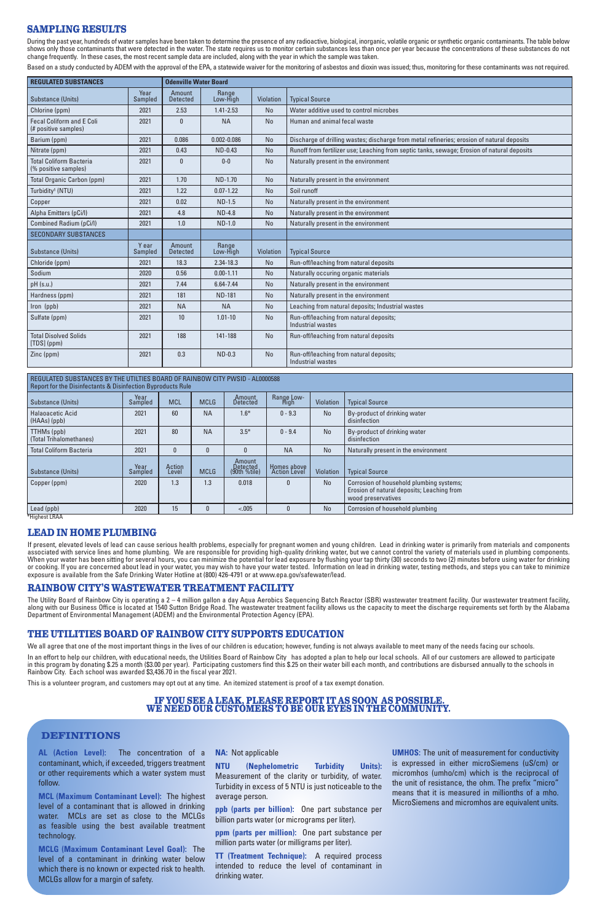## SAMPLING RESULTS

During the past year, hundreds of water samples have been taken to determine the presence of any radioactive, biological, inorganic, volatile organic or synthetic organic contaminants. The table below shows only those contaminants that were detected in the water. The state requires us to monitor certain substances less than once per year because the concentrations of these substances do not change frequently. In these cases, the most recent sample data are included, along with the year in which the sample was taken.

Based on a study conducted by ADEM with the approval of the EPA, a statewide waiver for the monitoring of asbestos and dioxin was issued; thus, monitoring for these contaminants was not required.

| REGULATED SUBSTANCES | | Odenville Water Board | | | |
|---|---|---|---|---|---|
| Substance (Units) | Year Sampled | Amount Detected | Range Low-High | Violation | Typical Source |
| Chlorine (ppm) | 2021 | 2.53 | 1.41-2.53 | No | Water additive used to control microbes |
| Fecal Coliform and E Coli (# positive samples) | 2021 | 0 | NA | No | Human and animal fecal waste |
| Barium (ppm) | 2021 | 0.086 | 0.002-0.086 | No | Discharge of drilling wastes; discharge from metal refineries; erosion of natural deposits |
| Nitrate (ppm) | 2021 | 0.43 | ND-0.43 | No | Runoff from fertilizer use; Leaching from septic tanks, sewage; Erosion of natural deposits |
| Total Coliform Bacteria (% positive samples) | 2021 | 0 | 0-0 | No | Naturally present in the environment |
| Total Organic Carbon (ppm) | 2021 | 1.70 | ND-1.70 | No | Naturally present in the environment |
| Turbidity[1] (NTU) | 2021 | 1.22 | 0.07-1.22 | No | Soil runoff |
| Copper | 2021 | 0.02 | ND-1.5 | No | Naturally present in the environment |
| Alpha Emitters (pCi/l) | 2021 | 4.8 | ND-4.8 | No | Naturally present in the environment |
| Combined Radium (pCi/l) | 2021 | 1.0 | ND-1.0 | No | Naturally present in the environment |
| SECONDARY SUBSTANCES | | | | | |
| Substance (Units) | Year Sampled | Amount Detected | Range Low-High | Violation | Typical Source |
| Chloride (ppm) | 2021 | 18.3 | 2.34-18.3 | No | Run-off/leaching from natural deposits |
| Sodium | 2020 | 0.56 | 0.00-1.11 | No | Naturally occuring organic materials |
| pH (s.u.) | 2021 | 7.44 | 6.64-7.44 | No | Naturally present in the environment |
| Hardness (ppm) | 2021 | 181 | ND-181 | No | Naturally present in the environment |
| Iron (ppb) | 2021 | NA | NA | No | Leaching from natural deposits; Industrial wastes |
| Sulfate (ppm) | 2021 | 10 | 1.01-10 | No | Run-off/leaching from natural deposits; Industrial wastes |
| Total Dissolved Solids [TDS] (ppm) | 2021 | 188 | 141-188 | No | Run-off/leaching from natural deposits |
| Zinc (ppm) | 2021 | 0.3 | ND-0.3 | No | Run-off/leaching from natural deposits; Industrial wastes |

| REGULATED SUBSTANCES BY THE UTILITIES BOARD OF RAINBOW CITY PWSID - AL0000588 Report for the Disinfectants & Disinfection Byproducts Rule | | | | | | | |
|---|---|---|---|---|---|---|---|
| Substance (Units) | Year Sampled | MCL | MCLG | Amount Detected | Range Low-High | Violation | Typical Source |
| Halaoacetic Acid (HAAs) (ppb) | 2021 | 60 | NA | 1.6* | 0 - 9.3 | No | By-product of drinking water disinfection |
| TTHMs (ppb) (Total Trihalomethanes) | 2021 | 80 | NA | 3.5* | 0 - 9.4 | No | By-product of drinking water disinfection |
| Total Coliform Bacteria | 2021 | 0 | 0 | 0 | NA | No | Naturally present in the environment |
| Substance (Units) | Year Sampled | Action Level | MCLG | Amount Detected (90th %tile) | Homes above Action Level | Violation | Typical Source |
| Copper (ppm) | 2020 | 1.3 | 1.3 | 0.018 | 0 | No | Corrosion of household plumbing systems; Erosion of natural deposits; Leaching from wood preservatives |
| Lead (ppb) | 2020 | 15 | 0 | <.005 | 0 | No | Corrosion of household plumbing |

*Highest LRAA

## LEAD IN HOME PLUMBING

If present, elevated levels of lead can cause serious health problems, especially for pregnant women and young children. Lead in drinking water is primarily from materials and components associated with service lines and home plumbing. We are responsible for providing high-quality drinking water, but we cannot control the variety of materials used in plumbing components. When your water has been sitting for several hours, you can minimize the potential for lead exposure by flushing your tap thirty (30) seconds to two (2) minutes before using water for drinking or cooking. If you are concerned about lead in your water, you may wish to have your water tested. Information on lead in drinking water, testing methods, and steps you can take to minimize exposure is available from the Safe Drinking Water Hotline at (800) 426-4791 or at www.epa.gov/safewater/lead.

## RAINBOW CITY'S WASTEWATER TREATMENT FACILITY

The Utility Board of Rainbow City is operating a 2 – 4 million gallon a day Aqua Aerobics Sequencing Batch Reactor (SBR) wastewater treatment facility. Our wastewater treatment facility, along with our Business Office is located at 1540 Sutton Bridge Road. The wastewater treatment facility allows us the capacity to meet the discharge requirements set forth by the Alabama Department of Environmental Management (ADEM) and the Environmental Protection Agency (EPA).

## THE UTILITIES BOARD OF RAINBOW CITY SUPPORTS EDUCATION

We all agree that one of the most important things in the lives of our children is education; however, funding is not always available to meet many of the needs facing our schools.

In an effort to help our children, with educational needs, the Utilities Board of Rainbow City has adopted a plan to help our local schools. All of our customers are allowed to participate in this program by donating $.25 a month ($3.00 per year). Participating customers find this $.25 on their water bill each month, and contributions are disbursed annually to the schools in Rainbow City. Each school was awarded $3,436.70 in the fiscal year 2021.

This is a volunteer program, and customers may opt out at any time. An itemized statement is proof of a tax exempt donation.

**IF YOU SEE A LEAK, PLEASE REPORT IT AS SOON AS POSSIBLE. WE NEED OUR CUSTOMERS TO BE OUR EYES IN THE COMMUNITY.**

## DEFINITIONS

**AL (Action Level):** The concentration of a contaminant, which, if exceeded, triggers treatment or other requirements which a water system must follow.

**MCL (Maximum Contaminant Level):** The highest level of a contaminant that is allowed in drinking water. MCLs are set as close to the MCLGs as feasible using the best available treatment technology.

**MCLG (Maximum Contaminant Level Goal):** The level of a contaminant in drinking water below which there is no known or expected risk to health. MCLGs allow for a margin of safety.

**NA:** Not applicable

**NTU (Nephelometric Turbidity Units):** Measurement of the clarity or turbidity, of water. Turbidity in excess of 5 NTU is just noticeable to the average person.

**ppb (parts per billion):** One part substance per billion parts water (or micrograms per liter).

**ppm (parts per million):** One part substance per million parts water (or milligrams per liter).

**TT (Treatment Technique):** A required process intended to reduce the level of contaminant in drinking water.

**UMHOS:** The unit of measurement for conductivity is expressed in either microSiemens (uS/cm) or micromhos (umho/cm) which is the reciprocal of the unit of resistance, the ohm. The prefix "micro" means that it is measured in millionths of a mho. MicroSiemens and micromhos are equivalent units.